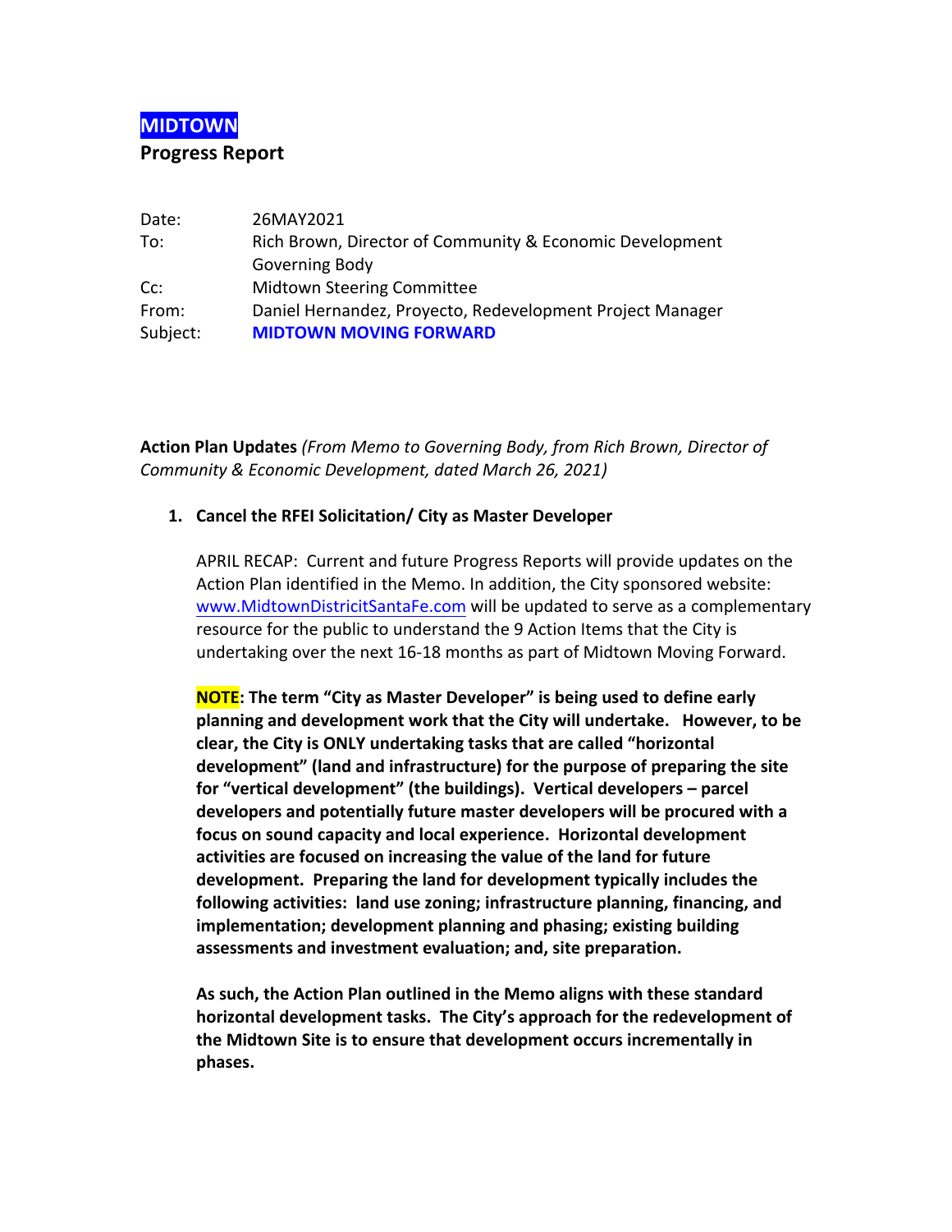**MIDTOWN**

**Progress Report**

| | |
|---|---|
| Date: | 26MAY2021 |
| To: | Rich Brown, Director of Community & Economic Development<br>Governing Body |
| Cc: | Midtown Steering Committee |
| From: | Daniel Hernandez, Proyecto, Redevelopment Project Manager |
| Subject: | **MIDTOWN MOVING FORWARD** |

**Action Plan Updates** *(From Memo to Governing Body, from Rich Brown, Director of Community & Economic Development, dated March 26, 2021)*

1. **Cancel the RFEI Solicitation/ City as Master Developer**

   APRIL RECAP: Current and future Progress Reports will provide updates on the Action Plan identified in the Memo. In addition, the City sponsored website: www.MidtownDistricitSantaFe.com will be updated to serve as a complementary resource for the public to understand the 9 Action Items that the City is undertaking over the next 16-18 months as part of Midtown Moving Forward.

   **NOTE: The term "City as Master Developer" is being used to define early planning and development work that the City will undertake. However, to be clear, the City is ONLY undertaking tasks that are called "horizontal development" (land and infrastructure) for the purpose of preparing the site for "vertical development" (the buildings). Vertical developers – parcel developers and potentially future master developers will be procured with a focus on sound capacity and local experience. Horizontal development activities are focused on increasing the value of the land for future development. Preparing the land for development typically includes the following activities: land use zoning; infrastructure planning, financing, and implementation; development planning and phasing; existing building assessments and investment evaluation; and, site preparation.**

   **As such, the Action Plan outlined in the Memo aligns with these standard horizontal development tasks. The City's approach for the redevelopment of the Midtown Site is to ensure that development occurs incrementally in phases.**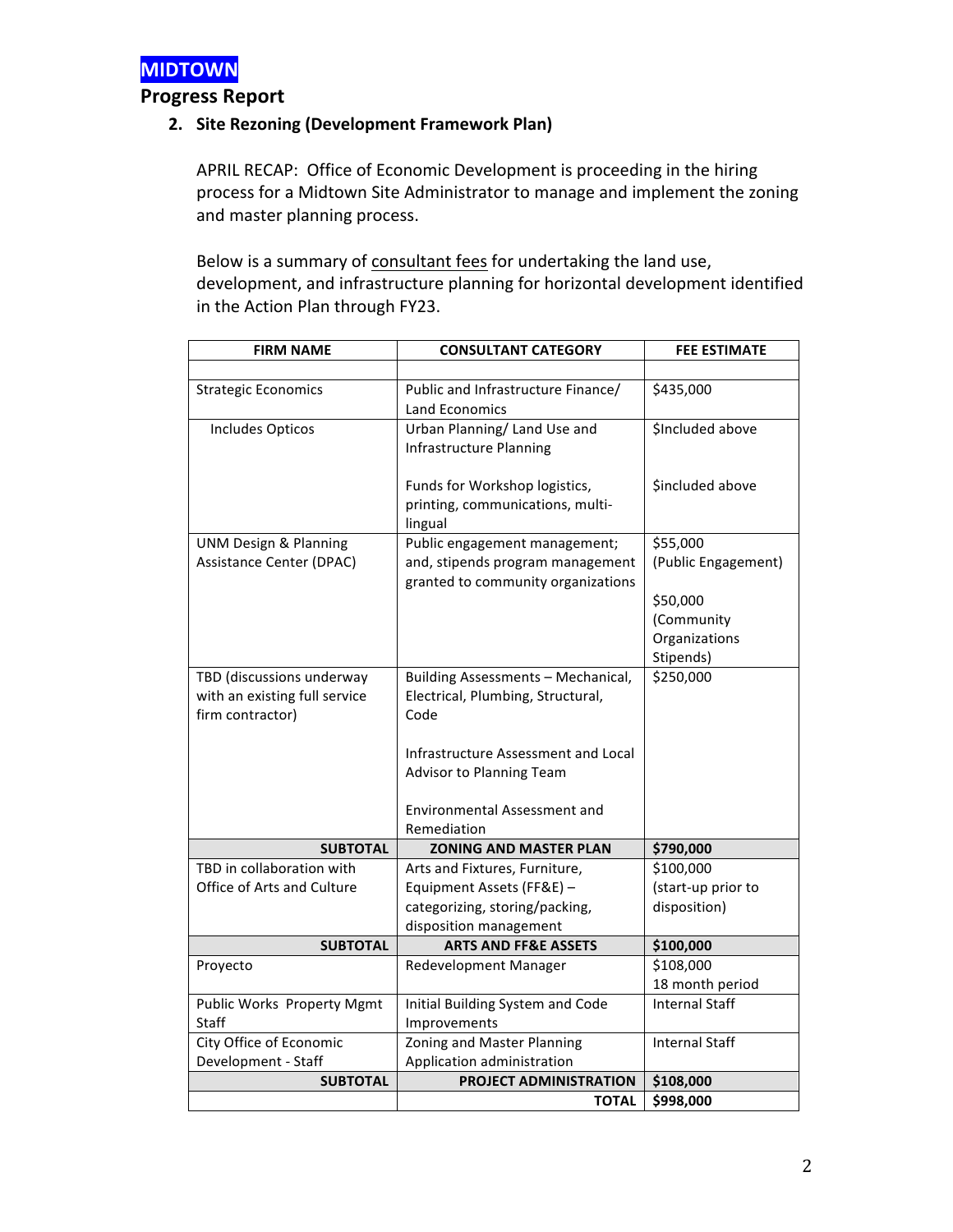**MIDTOWN**

## Progress Report

### 2. Site Rezoning (Development Framework Plan)

APRIL RECAP: Office of Economic Development is proceeding in the hiring process for a Midtown Site Administrator to manage and implement the zoning and master planning process.

Below is a summary of consultant fees for undertaking the land use, development, and infrastructure planning for horizontal development identified in the Action Plan through FY23.

| FIRM NAME | CONSULTANT CATEGORY | FEE ESTIMATE |
|---|---|---|
| | | |
| Strategic Economics | Public and Infrastructure Finance/ Land Economics | $435,000 |
| Includes Opticos | Urban Planning/ Land Use and Infrastructure Planning<br><br>Funds for Workshop logistics, printing, communications, multi-lingual | $Included above<br><br>$included above |
| UNM Design & Planning Assistance Center (DPAC) | Public engagement management; and, stipends program management granted to community organizations | $55,000 (Public Engagement)<br><br>$50,000 (Community Organizations Stipends) |
| TBD (discussions underway with an existing full service firm contractor) | Building Assessments – Mechanical, Electrical, Plumbing, Structural, Code<br><br>Infrastructure Assessment and Local Advisor to Planning Team<br><br>Environmental Assessment and Remediation | $250,000 |
| **SUBTOTAL** | **ZONING AND MASTER PLAN** | **$790,000** |
| TBD in collaboration with Office of Arts and Culture | Arts and Fixtures, Furniture, Equipment Assets (FF&E) – categorizing, storing/packing, disposition management | $100,000 (start-up prior to disposition) |
| **SUBTOTAL** | **ARTS AND FF&E ASSETS** | **$100,000** |
| Proyecto | Redevelopment Manager | $108,000 18 month period |
| Public Works Property Mgmt Staff | Initial Building System and Code Improvements | Internal Staff |
| City Office of Economic Development - Staff | Zoning and Master Planning Application administration | Internal Staff |
| **SUBTOTAL** | **PROJECT ADMINISTRATION** | **$108,000** |
| | **TOTAL** | **$998,000** |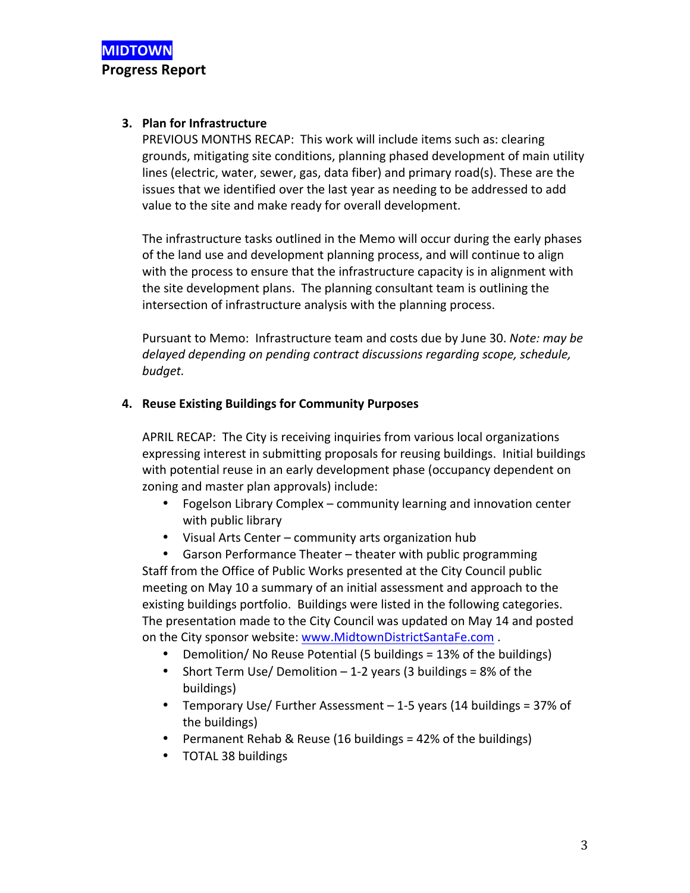**MIDTOWN**
**Progress Report**

3. **Plan for Infrastructure**

   PREVIOUS MONTHS RECAP: This work will include items such as: clearing grounds, mitigating site conditions, planning phased development of main utility lines (electric, water, sewer, gas, data fiber) and primary road(s). These are the issues that we identified over the last year as needing to be addressed to add value to the site and make ready for overall development.

   The infrastructure tasks outlined in the Memo will occur during the early phases of the land use and development planning process, and will continue to align with the process to ensure that the infrastructure capacity is in alignment with the site development plans. The planning consultant team is outlining the intersection of infrastructure analysis with the planning process.

   Pursuant to Memo: Infrastructure team and costs due by June 30. *Note: may be delayed depending on pending contract discussions regarding scope, schedule, budget.*

4. **Reuse Existing Buildings for Community Purposes**

   APRIL RECAP: The City is receiving inquiries from various local organizations expressing interest in submitting proposals for reusing buildings. Initial buildings with potential reuse in an early development phase (occupancy dependent on zoning and master plan approvals) include:

   - Fogelson Library Complex – community learning and innovation center with public library
   - Visual Arts Center – community arts organization hub
   - Garson Performance Theater – theater with public programming

   Staff from the Office of Public Works presented at the City Council public meeting on May 10 a summary of an initial assessment and approach to the existing buildings portfolio. Buildings were listed in the following categories. The presentation made to the City Council was updated on May 14 and posted on the City sponsor website: www.MidtownDistrictSantaFe.com .

   - Demolition/ No Reuse Potential (5 buildings = 13% of the buildings)
   - Short Term Use/ Demolition – 1-2 years (3 buildings = 8% of the buildings)
   - Temporary Use/ Further Assessment – 1-5 years (14 buildings = 37% of the buildings)
   - Permanent Rehab & Reuse (16 buildings = 42% of the buildings)
   - TOTAL 38 buildings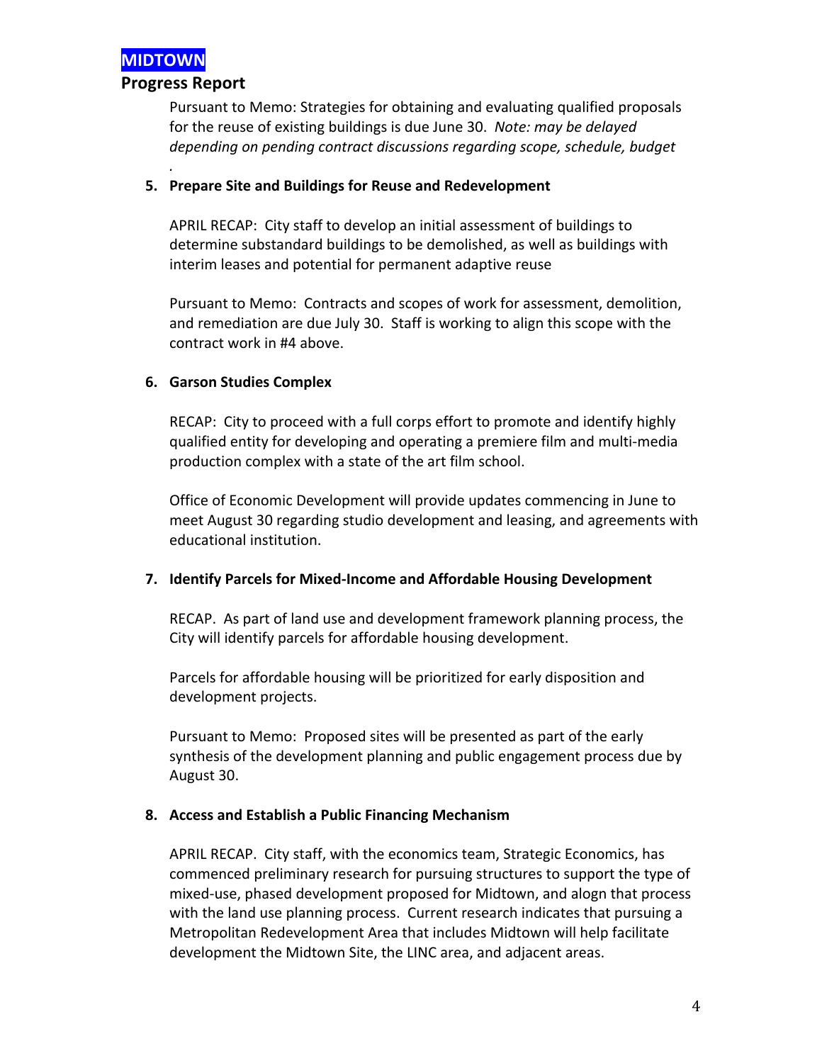**MIDTOWN**

## Progress Report

Pursuant to Memo: Strategies for obtaining and evaluating qualified proposals for the reuse of existing buildings is due June 30. *Note: may be delayed depending on pending contract discussions regarding scope, schedule, budget*

.

5. **Prepare Site and Buildings for Reuse and Redevelopment**

   APRIL RECAP: City staff to develop an initial assessment of buildings to determine substandard buildings to be demolished, as well as buildings with interim leases and potential for permanent adaptive reuse

   Pursuant to Memo: Contracts and scopes of work for assessment, demolition, and remediation are due July 30. Staff is working to align this scope with the contract work in #4 above.

6. **Garson Studies Complex**

   RECAP: City to proceed with a full corps effort to promote and identify highly qualified entity for developing and operating a premiere film and multi-media production complex with a state of the art film school.

   Office of Economic Development will provide updates commencing in June to meet August 30 regarding studio development and leasing, and agreements with educational institution.

7. **Identify Parcels for Mixed-Income and Affordable Housing Development**

   RECAP. As part of land use and development framework planning process, the City will identify parcels for affordable housing development.

   Parcels for affordable housing will be prioritized for early disposition and development projects.

   Pursuant to Memo: Proposed sites will be presented as part of the early synthesis of the development planning and public engagement process due by August 30.

8. **Access and Establish a Public Financing Mechanism**

   APRIL RECAP. City staff, with the economics team, Strategic Economics, has commenced preliminary research for pursuing structures to support the type of mixed-use, phased development proposed for Midtown, and alogn that process with the land use planning process. Current research indicates that pursuing a Metropolitan Redevelopment Area that includes Midtown will help facilitate development the Midtown Site, the LINC area, and adjacent areas.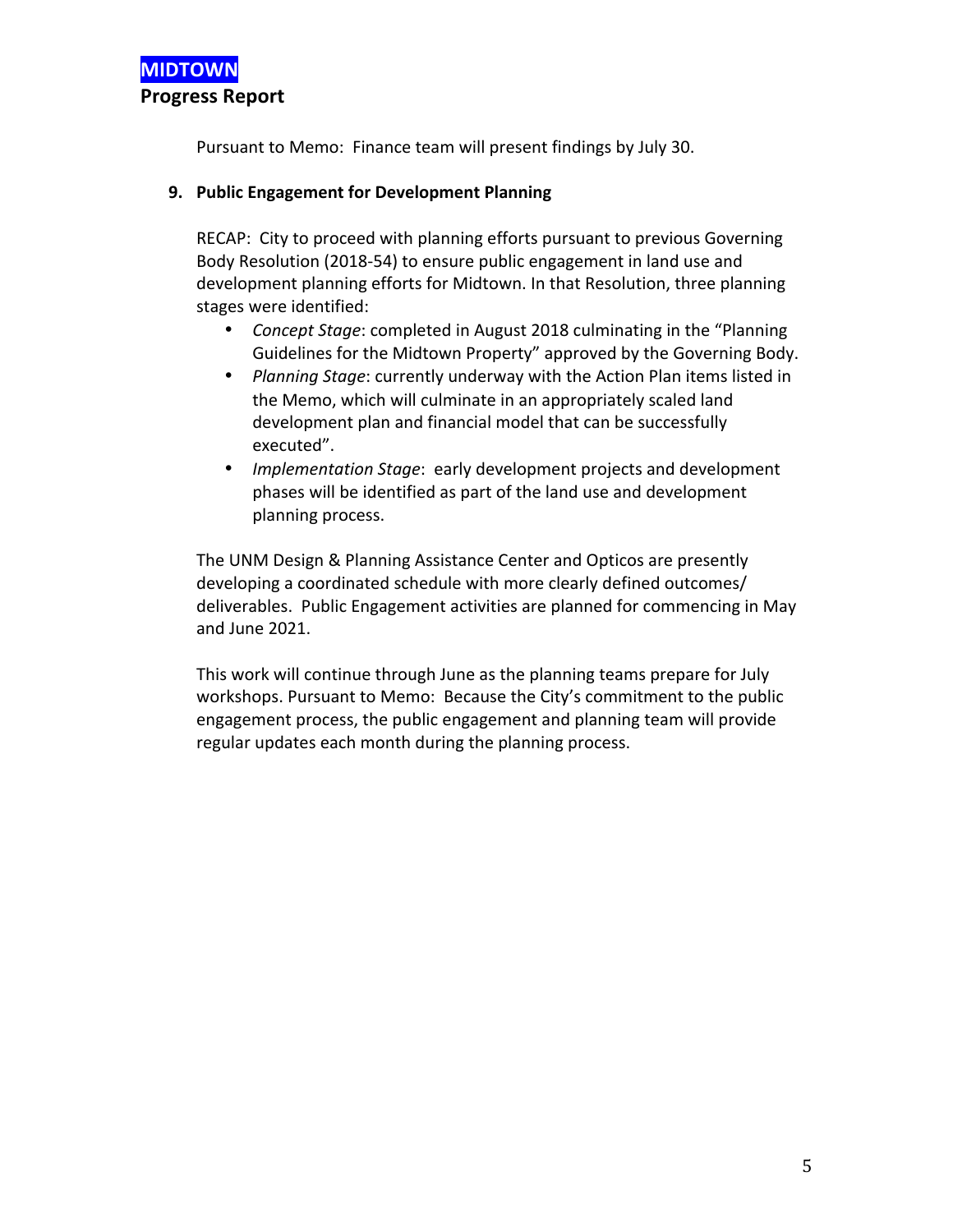Pursuant to Memo: Finance team will present findings by July 30.

**9. Public Engagement for Development Planning**

RECAP: City to proceed with planning efforts pursuant to previous Governing Body Resolution (2018-54) to ensure public engagement in land use and development planning efforts for Midtown. In that Resolution, three planning stages were identified:

- *Concept Stage*: completed in August 2018 culminating in the "Planning Guidelines for the Midtown Property" approved by the Governing Body.
- *Planning Stage*: currently underway with the Action Plan items listed in the Memo, which will culminate in an appropriately scaled land development plan and financial model that can be successfully executed".
- *Implementation Stage*: early development projects and development phases will be identified as part of the land use and development planning process.

The UNM Design & Planning Assistance Center and Opticos are presently developing a coordinated schedule with more clearly defined outcomes/ deliverables. Public Engagement activities are planned for commencing in May and June 2021.

This work will continue through June as the planning teams prepare for July workshops. Pursuant to Memo: Because the City's commitment to the public engagement process, the public engagement and planning team will provide regular updates each month during the planning process.